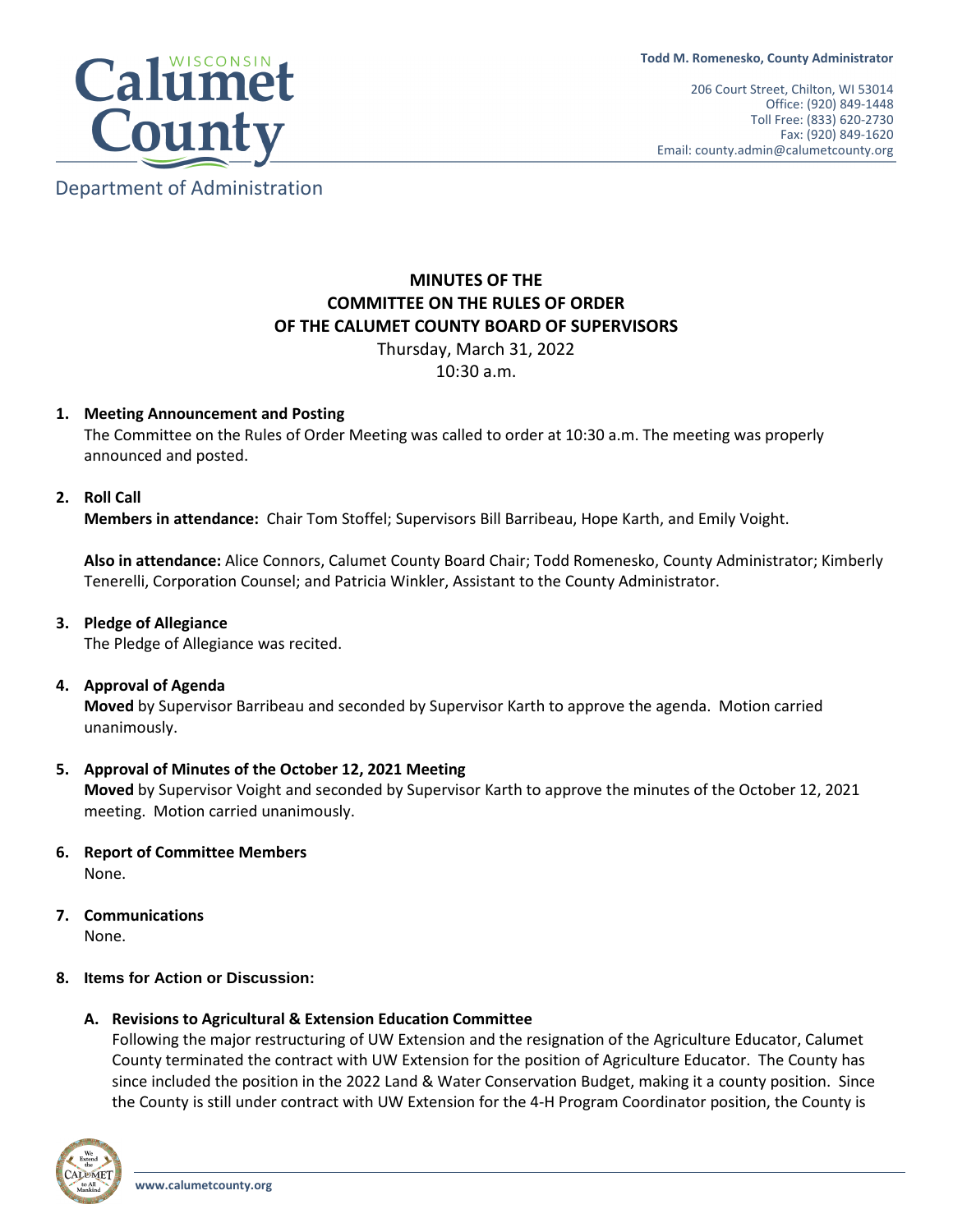**Todd M. Romenesko, County Administrator**

206 Court Street, Chilton, WI 53014
Office: (920) 849-1448
Toll Free: (833) 620-2730
Fax: (920) 849-1620
Email: county.admin@calumetcounty.org

Calumet County
Department of Administration

# MINUTES OF THE COMMITTEE ON THE RULES OF ORDER OF THE CALUMET COUNTY BOARD OF SUPERVISORS

Thursday, March 31, 2022
10:30 a.m.

1. **Meeting Announcement and Posting**
   The Committee on the Rules of Order Meeting was called to order at 10:30 a.m. The meeting was properly announced and posted.

2. **Roll Call**
   **Members in attendance:** Chair Tom Stoffel; Supervisors Bill Barribeau, Hope Karth, and Emily Voight.

   **Also in attendance:** Alice Connors, Calumet County Board Chair; Todd Romenesko, County Administrator; Kimberly Tenerelli, Corporation Counsel; and Patricia Winkler, Assistant to the County Administrator.

3. **Pledge of Allegiance**
   The Pledge of Allegiance was recited.

4. **Approval of Agenda**
   **Moved** by Supervisor Barribeau and seconded by Supervisor Karth to approve the agenda. Motion carried unanimously.

5. **Approval of Minutes of the October 12, 2021 Meeting**
   **Moved** by Supervisor Voight and seconded by Supervisor Karth to approve the minutes of the October 12, 2021 meeting. Motion carried unanimously.

6. **Report of Committee Members**
   None.

7. **Communications**
   None.

8. **Items for Action or Discussion:**

   A. **Revisions to Agricultural & Extension Education Committee**
   Following the major restructuring of UW Extension and the resignation of the Agriculture Educator, Calumet County terminated the contract with UW Extension for the position of Agriculture Educator. The County has since included the position in the 2022 Land & Water Conservation Budget, making it a county position. Since the County is still under contract with UW Extension for the 4-H Program Coordinator position, the County is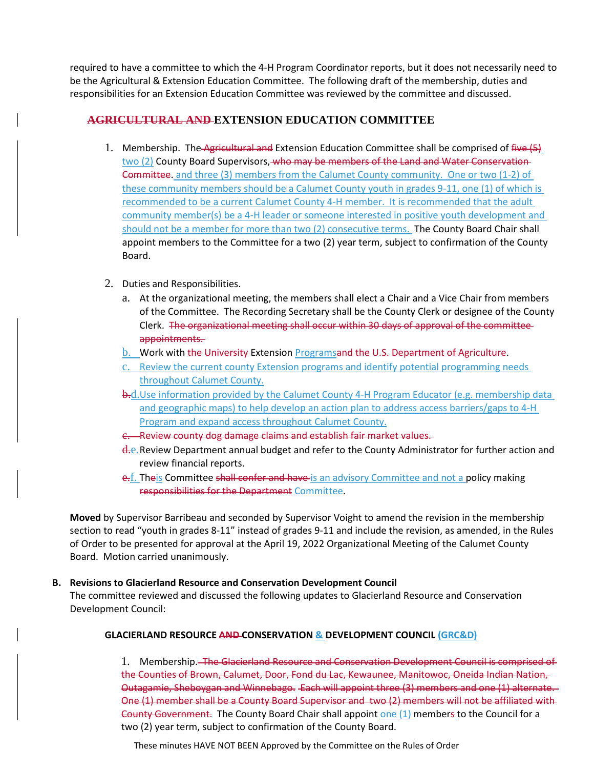required to have a committee to which the 4-H Program Coordinator reports, but it does not necessarily need to be the Agricultural & Extension Education Committee. The following draft of the membership, duties and responsibilities for an Extension Education Committee was reviewed by the committee and discussed.

## ~~AGRICULTURAL AND~~ EXTENSION EDUCATION COMMITTEE

1. Membership. The ~~Agricultural and~~ Extension Education Committee shall be comprised of ~~five (5)~~ two (2) County Board Supervisors, ~~who may be members of the Land and Water Conservation Committee~~. and three (3) members from the Calumet County community. One or two (1-2) of these community members should be a Calumet County youth in grades 9-11, one (1) of which is recommended to be a current Calumet County 4-H member. It is recommended that the adult community member(s) be a 4-H leader or someone interested in positive youth development and should not be a member for more than two (2) consecutive terms. The County Board Chair shall appoint members to the Committee for a two (2) year term, subject to confirmation of the County Board.

2. Duties and Responsibilities.
   a. At the organizational meeting, the members shall elect a Chair and a Vice Chair from members of the Committee. The Recording Secretary shall be the County Clerk or designee of the County Clerk. ~~The organizational meeting shall occur within 30 days of approval of the committee appointments.~~
   b. Work with ~~the University~~ Extension Programs~~and the U.S. Department of Agriculture~~.
   c. Review the current county Extension programs and identify potential programming needs throughout Calumet County.
   ~~b.~~d. Use information provided by the Calumet County 4-H Program Educator (e.g. membership data and geographic maps) to help develop an action plan to address access barriers/gaps to 4-H Program and expand access throughout Calumet County.
   ~~c. Review county dog damage claims and establish fair market values.~~
   ~~d.~~e. Review Department annual budget and refer to the County Administrator for further action and review financial reports.
   ~~e.~~f. The~~e~~is Committee ~~shall confer and have~~ is an advisory Committee and not a policy making ~~responsibilities for the Department~~ Committee.

**Moved** by Supervisor Barribeau and seconded by Supervisor Voight to amend the revision in the membership section to read "youth in grades 8-11" instead of grades 9-11 and include the revision, as amended, in the Rules of Order to be presented for approval at the April 19, 2022 Organizational Meeting of the Calumet County Board. Motion carried unanimously.

**B. Revisions to Glacierland Resource and Conservation Development Council**

The committee reviewed and discussed the following updates to Glacierland Resource and Conservation Development Council:

**GLACIERLAND RESOURCE ~~AND~~ CONSERVATION & DEVELOPMENT COUNCIL (GRC&D)**

1. Membership. ~~The Glacierland Resource and Conservation Development Council is comprised of the Counties of Brown, Calumet, Door, Fond du Lac, Kewaunee, Manitowoc, Oneida Indian Nation, Outagamie, Sheboygan and Winnebago. Each will appoint three (3) members and one (1) alternate. One (1) member shall be a County Board Supervisor and two (2) members will not be affiliated with County Government.~~ The County Board Chair shall appoint one (1) member~~s~~ to the Council for a two (2) year term, subject to confirmation of the County Board.

These minutes HAVE NOT BEEN Approved by the Committee on the Rules of Order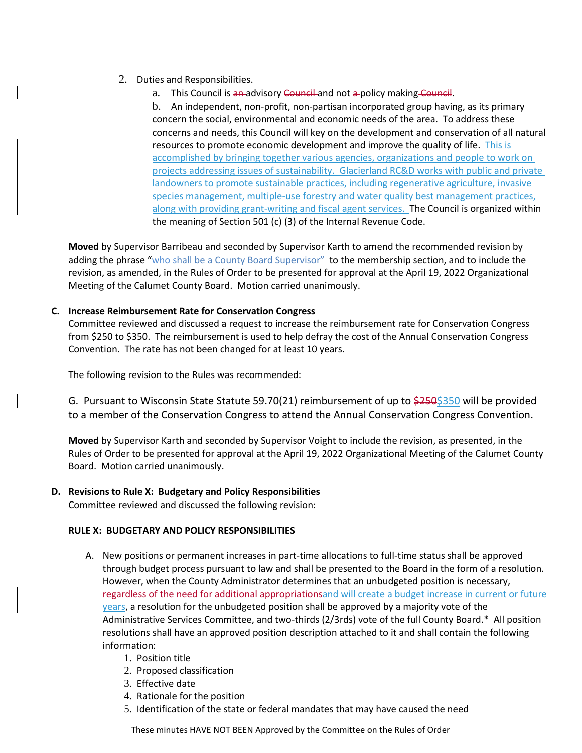2. Duties and Responsibilities.
    a. This Council is ~~an~~ advisory ~~Council~~ and not ~~a~~ policy making ~~Council~~.
    b. An independent, non-profit, non-partisan incorporated group having, as its primary concern the social, environmental and economic needs of the area. To address these concerns and needs, this Council will key on the development and conservation of all natural resources to promote economic development and improve the quality of life. This is accomplished by bringing together various agencies, organizations and people to work on projects addressing issues of sustainability. Glacierland RC&D works with public and private landowners to promote sustainable practices, including regenerative agriculture, invasive species management, multiple-use forestry and water quality best management practices, along with providing grant-writing and fiscal agent services. The Council is organized within the meaning of Section 501 (c) (3) of the Internal Revenue Code.

**Moved** by Supervisor Barribeau and seconded by Supervisor Karth to amend the recommended revision by adding the phrase "who shall be a County Board Supervisor" to the membership section, and to include the revision, as amended, in the Rules of Order to be presented for approval at the April 19, 2022 Organizational Meeting of the Calumet County Board. Motion carried unanimously.

**C. Increase Reimbursement Rate for Conservation Congress**

Committee reviewed and discussed a request to increase the reimbursement rate for Conservation Congress from $250 to $350. The reimbursement is used to help defray the cost of the Annual Conservation Congress Convention. The rate has not been changed for at least 10 years.

The following revision to the Rules was recommended:

G. Pursuant to Wisconsin State Statute 59.70(21) reimbursement of up to ~~$250~~$350 will be provided to a member of the Conservation Congress to attend the Annual Conservation Congress Convention.

**Moved** by Supervisor Karth and seconded by Supervisor Voight to include the revision, as presented, in the Rules of Order to be presented for approval at the April 19, 2022 Organizational Meeting of the Calumet County Board. Motion carried unanimously.

**D. Revisions to Rule X: Budgetary and Policy Responsibilities**

Committee reviewed and discussed the following revision:

**RULE X: BUDGETARY AND POLICY RESPONSIBILITIES**

A. New positions or permanent increases in part-time allocations to full-time status shall be approved through budget process pursuant to law and shall be presented to the Board in the form of a resolution. However, when the County Administrator determines that an unbudgeted position is necessary, ~~regardless of the need for additional appropriations~~and will create a budget increase in current or future years, a resolution for the unbudgeted position shall be approved by a majority vote of the Administrative Services Committee, and two-thirds (2/3rds) vote of the full County Board.* All position resolutions shall have an approved position description attached to it and shall contain the following information:
    1. Position title
    2. Proposed classification
    3. Effective date
    4. Rationale for the position
    5. Identification of the state or federal mandates that may have caused the need

These minutes HAVE NOT BEEN Approved by the Committee on the Rules of Order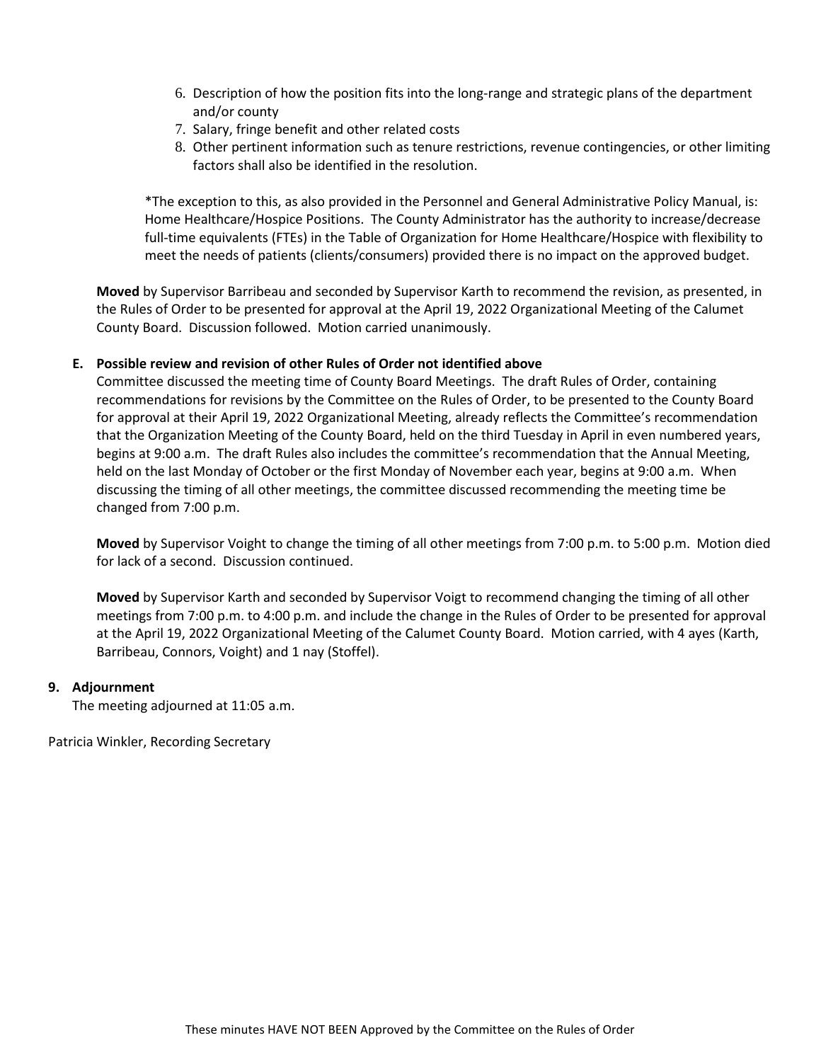6. Description of how the position fits into the long-range and strategic plans of the department and/or county
7. Salary, fringe benefit and other related costs
8. Other pertinent information such as tenure restrictions, revenue contingencies, or other limiting factors shall also be identified in the resolution.

*The exception to this, as also provided in the Personnel and General Administrative Policy Manual, is: Home Healthcare/Hospice Positions. The County Administrator has the authority to increase/decrease full-time equivalents (FTEs) in the Table of Organization for Home Healthcare/Hospice with flexibility to meet the needs of patients (clients/consumers) provided there is no impact on the approved budget.

**Moved** by Supervisor Barribeau and seconded by Supervisor Karth to recommend the revision, as presented, in the Rules of Order to be presented for approval at the April 19, 2022 Organizational Meeting of the Calumet County Board. Discussion followed. Motion carried unanimously.

**E. Possible review and revision of other Rules of Order not identified above**

Committee discussed the meeting time of County Board Meetings. The draft Rules of Order, containing recommendations for revisions by the Committee on the Rules of Order, to be presented to the County Board for approval at their April 19, 2022 Organizational Meeting, already reflects the Committee's recommendation that the Organization Meeting of the County Board, held on the third Tuesday in April in even numbered years, begins at 9:00 a.m. The draft Rules also includes the committee's recommendation that the Annual Meeting, held on the last Monday of October or the first Monday of November each year, begins at 9:00 a.m. When discussing the timing of all other meetings, the committee discussed recommending the meeting time be changed from 7:00 p.m.

**Moved** by Supervisor Voight to change the timing of all other meetings from 7:00 p.m. to 5:00 p.m. Motion died for lack of a second. Discussion continued.

**Moved** by Supervisor Karth and seconded by Supervisor Voigt to recommend changing the timing of all other meetings from 7:00 p.m. to 4:00 p.m. and include the change in the Rules of Order to be presented for approval at the April 19, 2022 Organizational Meeting of the Calumet County Board. Motion carried, with 4 ayes (Karth, Barribeau, Connors, Voight) and 1 nay (Stoffel).

**9. Adjournment**

The meeting adjourned at 11:05 a.m.

Patricia Winkler, Recording Secretary

These minutes HAVE NOT BEEN Approved by the Committee on the Rules of Order